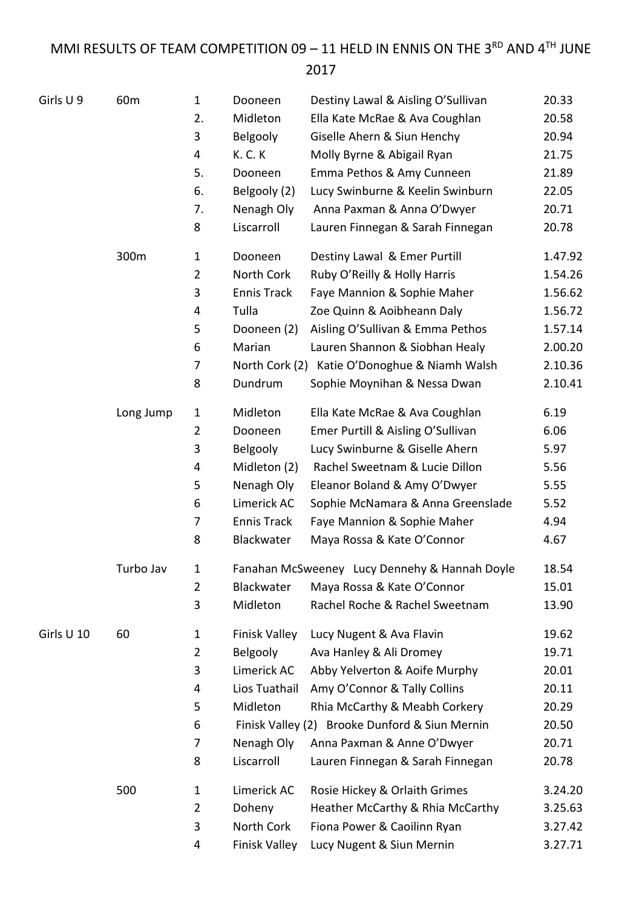# MMI RESULTS OF TEAM COMPETITION 09 – 11 HELD IN ENNIS ON THE 3RD AND 4TH JUNE 2017

| Category | Event | Place | Club | Athletes | Result |
|---|---|---|---|---|---|
| Girls U 9 | 60m | 1 | Dooneen | Destiny Lawal & Aisling O'Sullivan | 20.33 |
| | | 2. | Midleton | Ella Kate McRae & Ava Coughlan | 20.58 |
| | | 3 | Belgooly | Giselle Ahern & Siun Henchy | 20.94 |
| | | 4 | K. C. K | Molly Byrne & Abigail Ryan | 21.75 |
| | | 5. | Dooneen | Emma Pethos & Amy Cunneen | 21.89 |
| | | 6. | Belgooly (2) | Lucy Swinburne & Keelin Swinburn | 22.05 |
| | | 7. | Nenagh Oly | Anna Paxman & Anna O'Dwyer | 20.71 |
| | | 8 | Liscarroll | Lauren Finnegan & Sarah Finnegan | 20.78 |
| | 300m | 1 | Dooneen | Destiny Lawal & Emer Purtill | 1.47.92 |
| | | 2 | North Cork | Ruby O'Reilly & Holly Harris | 1.54.26 |
| | | 3 | Ennis Track | Faye Mannion & Sophie Maher | 1.56.62 |
| | | 4 | Tulla | Zoe Quinn & Aoibheann Daly | 1.56.72 |
| | | 5 | Dooneen (2) | Aisling O'Sullivan & Emma Pethos | 1.57.14 |
| | | 6 | Marian | Lauren Shannon & Siobhan Healy | 2.00.20 |
| | | 7 | North Cork (2) | Katie O'Donoghue & Niamh Walsh | 2.10.36 |
| | | 8 | Dundrum | Sophie Moynihan & Nessa Dwan | 2.10.41 |
| | Long Jump | 1 | Midleton | Ella Kate McRae & Ava Coughlan | 6.19 |
| | | 2 | Dooneen | Emer Purtill & Aisling O'Sullivan | 6.06 |
| | | 3 | Belgooly | Lucy Swinburne & Giselle Ahern | 5.97 |
| | | 4 | Midleton (2) | Rachel Sweetnam & Lucie Dillon | 5.56 |
| | | 5 | Nenagh Oly | Eleanor Boland & Amy O'Dwyer | 5.55 |
| | | 6 | Limerick AC | Sophie McNamara & Anna Greenslade | 5.52 |
| | | 7 | Ennis Track | Faye Mannion & Sophie Maher | 4.94 |
| | | 8 | Blackwater | Maya Rossa & Kate O'Connor | 4.67 |
| | Turbo Jav | 1 | Fanahan McSweeney | Lucy Dennehy & Hannah Doyle | 18.54 |
| | | 2 | Blackwater | Maya Rossa & Kate O'Connor | 15.01 |
| | | 3 | Midleton | Rachel Roche & Rachel Sweetnam | 13.90 |
| Girls U 10 | 60 | 1 | Finisk Valley | Lucy Nugent & Ava Flavin | 19.62 |
| | | 2 | Belgooly | Ava Hanley & Ali Dromey | 19.71 |
| | | 3 | Limerick AC | Abby Yelverton & Aoife Murphy | 20.01 |
| | | 4 | Lios Tuathail | Amy O'Connor & Tally Collins | 20.11 |
| | | 5 | Midleton | Rhia McCarthy & Meabh Corkery | 20.29 |
| | | 6 | Finisk Valley (2) | Brooke Dunford & Siun Mernin | 20.50 |
| | | 7 | Nenagh Oly | Anna Paxman & Anne O'Dwyer | 20.71 |
| | | 8 | Liscarroll | Lauren Finnegan & Sarah Finnegan | 20.78 |
| | 500 | 1 | Limerick AC | Rosie Hickey & Orlaith Grimes | 3.24.20 |
| | | 2 | Doheny | Heather McCarthy & Rhia McCarthy | 3.25.63 |
| | | 3 | North Cork | Fiona Power & Caoilinn Ryan | 3.27.42 |
| | | 4 | Finisk Valley | Lucy Nugent & Siun Mernin | 3.27.71 |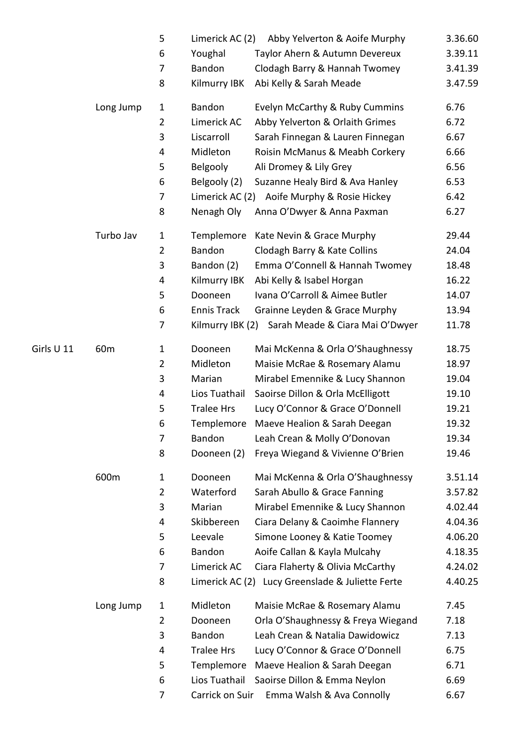| | | | | | |
|---|---|---|---|---|---|
| | | 5 | Limerick AC (2) | Abby Yelverton & Aoife Murphy | 3.36.60 |
| | | 6 | Youghal | Taylor Ahern & Autumn Devereux | 3.39.11 |
| | | 7 | Bandon | Clodagh Barry & Hannah Twomey | 3.41.39 |
| | | 8 | Kilmurry IBK | Abi Kelly & Sarah Meade | 3.47.59 |
| | Long Jump | 1 | Bandon | Evelyn McCarthy & Ruby Cummins | 6.76 |
| | | 2 | Limerick AC | Abby Yelverton & Orlaith Grimes | 6.72 |
| | | 3 | Liscarroll | Sarah Finnegan & Lauren Finnegan | 6.67 |
| | | 4 | Midleton | Roisin McManus & Meabh Corkery | 6.66 |
| | | 5 | Belgooly | Ali Dromey & Lily Grey | 6.56 |
| | | 6 | Belgooly (2) | Suzanne Healy Bird & Ava Hanley | 6.53 |
| | | 7 | Limerick AC (2) | Aoife Murphy & Rosie Hickey | 6.42 |
| | | 8 | Nenagh Oly | Anna O'Dwyer & Anna Paxman | 6.27 |
| | Turbo Jav | 1 | Templemore | Kate Nevin & Grace Murphy | 29.44 |
| | | 2 | Bandon | Clodagh Barry & Kate Collins | 24.04 |
| | | 3 | Bandon (2) | Emma O'Connell & Hannah Twomey | 18.48 |
| | | 4 | Kilmurry IBK | Abi Kelly & Isabel Horgan | 16.22 |
| | | 5 | Dooneen | Ivana O'Carroll & Aimee Butler | 14.07 |
| | | 6 | Ennis Track | Grainne Leyden & Grace Murphy | 13.94 |
| | | 7 | Kilmurry IBK (2) | Sarah Meade & Ciara Mai O'Dwyer | 11.78 |
| Girls U 11 | 60m | 1 | Dooneen | Mai McKenna & Orla O'Shaughnessy | 18.75 |
| | | 2 | Midleton | Maisie McRae & Rosemary Alamu | 18.97 |
| | | 3 | Marian | Mirabel Emennike & Lucy Shannon | 19.04 |
| | | 4 | Lios Tuathail | Saoirse Dillon & Orla McElligott | 19.10 |
| | | 5 | Tralee Hrs | Lucy O'Connor & Grace O'Donnell | 19.21 |
| | | 6 | Templemore | Maeve Healion & Sarah Deegan | 19.32 |
| | | 7 | Bandon | Leah Crean & Molly O'Donovan | 19.34 |
| | | 8 | Dooneen (2) | Freya Wiegand & Vivienne O'Brien | 19.46 |
| | 600m | 1 | Dooneen | Mai McKenna & Orla O'Shaughnessy | 3.51.14 |
| | | 2 | Waterford | Sarah Abullo & Grace Fanning | 3.57.82 |
| | | 3 | Marian | Mirabel Emennike & Lucy Shannon | 4.02.44 |
| | | 4 | Skibbereen | Ciara Delany & Caoimhe Flannery | 4.04.36 |
| | | 5 | Leevale | Simone Looney & Katie Toomey | 4.06.20 |
| | | 6 | Bandon | Aoife Callan & Kayla Mulcahy | 4.18.35 |
| | | 7 | Limerick AC | Ciara Flaherty & Olivia McCarthy | 4.24.02 |
| | | 8 | Limerick AC (2) | Lucy Greenslade & Juliette Ferte | 4.40.25 |
| | Long Jump | 1 | Midleton | Maisie McRae & Rosemary Alamu | 7.45 |
| | | 2 | Dooneen | Orla O'Shaughnessy & Freya Wiegand | 7.18 |
| | | 3 | Bandon | Leah Crean & Natalia Dawidowicz | 7.13 |
| | | 4 | Tralee Hrs | Lucy O'Connor & Grace O'Donnell | 6.75 |
| | | 5 | Templemore | Maeve Healion & Sarah Deegan | 6.71 |
| | | 6 | Lios Tuathail | Saoirse Dillon & Emma Neylon | 6.69 |
| | | 7 | Carrick on Suir | Emma Walsh & Ava Connolly | 6.67 |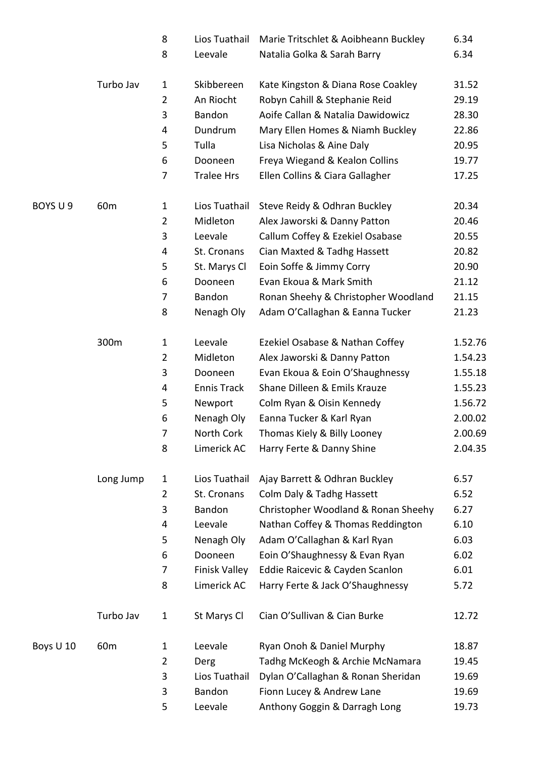|  |  |  |  |  |  |
|---|---|---|---|---|---|
|  |  | 8 | Lios Tuathail | Marie Tritschlet & Aoibheann Buckley | 6.34 |
|  |  | 8 | Leevale | Natalia Golka & Sarah Barry | 6.34 |
|  | Turbo Jav | 1 | Skibbereen | Kate Kingston & Diana Rose Coakley | 31.52 |
|  |  | 2 | An Riocht | Robyn Cahill & Stephanie Reid | 29.19 |
|  |  | 3 | Bandon | Aoife Callan & Natalia Dawidowicz | 28.30 |
|  |  | 4 | Dundrum | Mary Ellen Homes & Niamh Buckley | 22.86 |
|  |  | 5 | Tulla | Lisa Nicholas & Aine Daly | 20.95 |
|  |  | 6 | Dooneen | Freya Wiegand & Kealon Collins | 19.77 |
|  |  | 7 | Tralee Hrs | Ellen Collins & Ciara Gallagher | 17.25 |
| BOYS U 9 | 60m | 1 | Lios Tuathail | Steve Reidy & Odhran Buckley | 20.34 |
|  |  | 2 | Midleton | Alex Jaworski & Danny Patton | 20.46 |
|  |  | 3 | Leevale | Callum Coffey & Ezekiel Osabase | 20.55 |
|  |  | 4 | St. Cronans | Cian Maxted & Tadhg Hassett | 20.82 |
|  |  | 5 | St. Marys Cl | Eoin Soffe & Jimmy Corry | 20.90 |
|  |  | 6 | Dooneen | Evan Ekoua & Mark Smith | 21.12 |
|  |  | 7 | Bandon | Ronan Sheehy & Christopher Woodland | 21.15 |
|  |  | 8 | Nenagh Oly | Adam O'Callaghan & Eanna Tucker | 21.23 |
|  | 300m | 1 | Leevale | Ezekiel Osabase & Nathan Coffey | 1.52.76 |
|  |  | 2 | Midleton | Alex Jaworski & Danny Patton | 1.54.23 |
|  |  | 3 | Dooneen | Evan Ekoua & Eoin O'Shaughnessy | 1.55.18 |
|  |  | 4 | Ennis Track | Shane Dilleen & Emils Krauze | 1.55.23 |
|  |  | 5 | Newport | Colm Ryan & Oisin Kennedy | 1.56.72 |
|  |  | 6 | Nenagh Oly | Eanna Tucker & Karl Ryan | 2.00.02 |
|  |  | 7 | North Cork | Thomas Kiely & Billy Looney | 2.00.69 |
|  |  | 8 | Limerick AC | Harry Ferte & Danny Shine | 2.04.35 |
|  | Long Jump | 1 | Lios Tuathail | Ajay Barrett & Odhran Buckley | 6.57 |
|  |  | 2 | St. Cronans | Colm Daly & Tadhg Hassett | 6.52 |
|  |  | 3 | Bandon | Christopher Woodland & Ronan Sheehy | 6.27 |
|  |  | 4 | Leevale | Nathan Coffey & Thomas Reddington | 6.10 |
|  |  | 5 | Nenagh Oly | Adam O'Callaghan & Karl Ryan | 6.03 |
|  |  | 6 | Dooneen | Eoin O'Shaughnessy & Evan Ryan | 6.02 |
|  |  | 7 | Finisk Valley | Eddie Raicevic & Cayden Scanlon | 6.01 |
|  |  | 8 | Limerick AC | Harry Ferte & Jack O'Shaughnessy | 5.72 |
|  | Turbo Jav | 1 | St Marys Cl | Cian O'Sullivan & Cian Burke | 12.72 |
| Boys U 10 | 60m | 1 | Leevale | Ryan Onoh & Daniel Murphy | 18.87 |
|  |  | 2 | Derg | Tadhg McKeogh & Archie McNamara | 19.45 |
|  |  | 3 | Lios Tuathail | Dylan O'Callaghan & Ronan Sheridan | 19.69 |
|  |  | 3 | Bandon | Fionn Lucey & Andrew Lane | 19.69 |
|  |  | 5 | Leevale | Anthony Goggin & Darragh Long | 19.73 |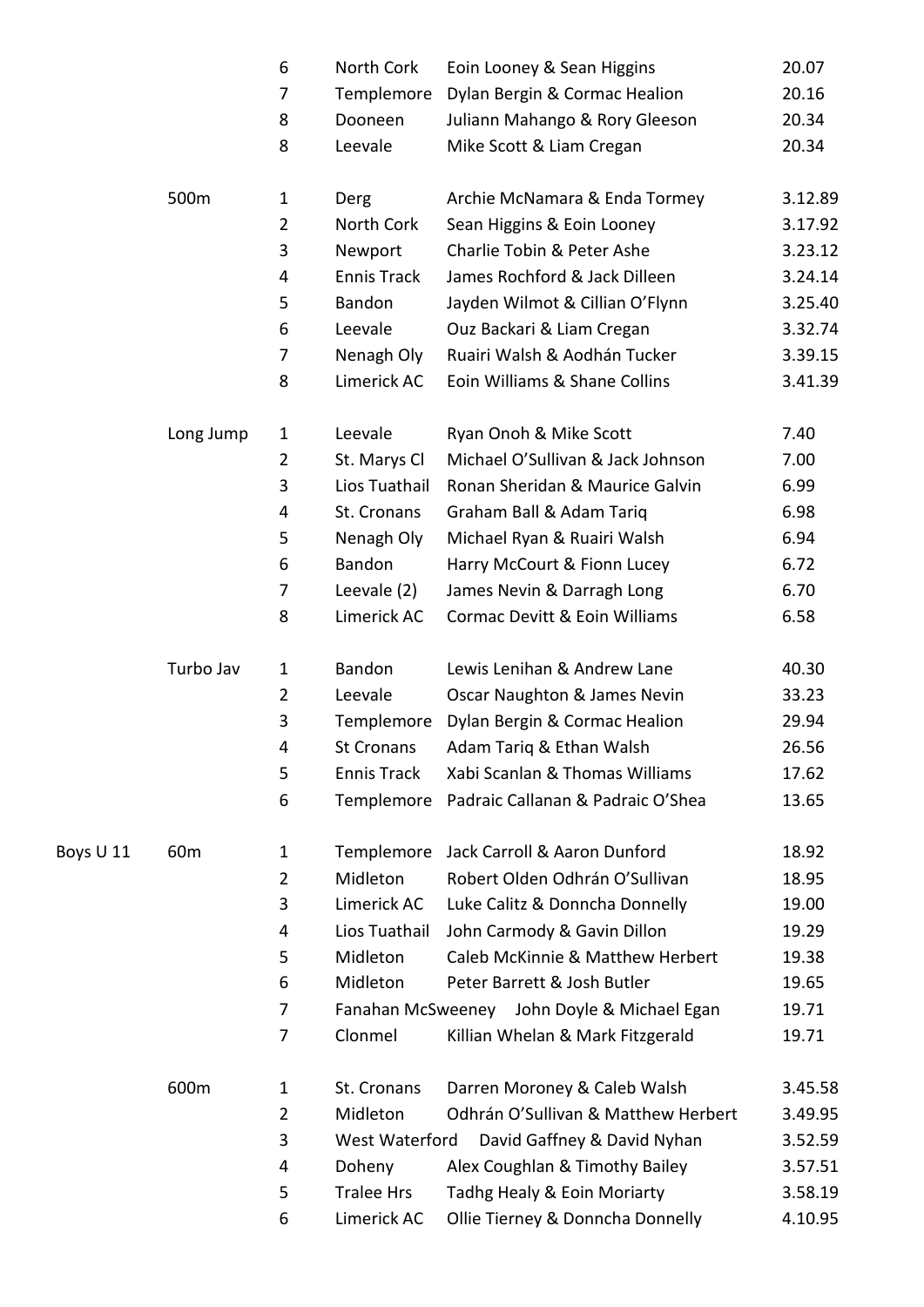| Category | Event | Place | Club | Athletes | Result |
|---|---|---|---|---|---|
| | | 6 | North Cork | Eoin Looney & Sean Higgins | 20.07 |
| | | 7 | Templemore | Dylan Bergin & Cormac Healion | 20.16 |
| | | 8 | Dooneen | Juliann Mahango & Rory Gleeson | 20.34 |
| | | 8 | Leevale | Mike Scott & Liam Cregan | 20.34 |
| | 500m | 1 | Derg | Archie McNamara & Enda Tormey | 3.12.89 |
| | | 2 | North Cork | Sean Higgins & Eoin Looney | 3.17.92 |
| | | 3 | Newport | Charlie Tobin & Peter Ashe | 3.23.12 |
| | | 4 | Ennis Track | James Rochford & Jack Dilleen | 3.24.14 |
| | | 5 | Bandon | Jayden Wilmot & Cillian O'Flynn | 3.25.40 |
| | | 6 | Leevale | Ouz Backari & Liam Cregan | 3.32.74 |
| | | 7 | Nenagh Oly | Ruairi Walsh & Aodhán Tucker | 3.39.15 |
| | | 8 | Limerick AC | Eoin Williams & Shane Collins | 3.41.39 |
| | Long Jump | 1 | Leevale | Ryan Onoh & Mike Scott | 7.40 |
| | | 2 | St. Marys Cl | Michael O'Sullivan & Jack Johnson | 7.00 |
| | | 3 | Lios Tuathail | Ronan Sheridan & Maurice Galvin | 6.99 |
| | | 4 | St. Cronans | Graham Ball & Adam Tariq | 6.98 |
| | | 5 | Nenagh Oly | Michael Ryan & Ruairi Walsh | 6.94 |
| | | 6 | Bandon | Harry McCourt & Fionn Lucey | 6.72 |
| | | 7 | Leevale (2) | James Nevin & Darragh Long | 6.70 |
| | | 8 | Limerick AC | Cormac Devitt & Eoin Williams | 6.58 |
| | Turbo Jav | 1 | Bandon | Lewis Lenihan & Andrew Lane | 40.30 |
| | | 2 | Leevale | Oscar Naughton & James Nevin | 33.23 |
| | | 3 | Templemore | Dylan Bergin & Cormac Healion | 29.94 |
| | | 4 | St Cronans | Adam Tariq & Ethan Walsh | 26.56 |
| | | 5 | Ennis Track | Xabi Scanlan & Thomas Williams | 17.62 |
| | | 6 | Templemore | Padraic Callanan & Padraic O'Shea | 13.65 |
| Boys U 11 | 60m | 1 | Templemore | Jack Carroll & Aaron Dunford | 18.92 |
| | | 2 | Midleton | Robert Olden Odhrán O'Sullivan | 18.95 |
| | | 3 | Limerick AC | Luke Calitz & Donncha Donnelly | 19.00 |
| | | 4 | Lios Tuathail | John Carmody & Gavin Dillon | 19.29 |
| | | 5 | Midleton | Caleb McKinnie & Matthew Herbert | 19.38 |
| | | 6 | Midleton | Peter Barrett & Josh Butler | 19.65 |
| | | 7 | Fanahan McSweeney | John Doyle & Michael Egan | 19.71 |
| | | 7 | Clonmel | Killian Whelan & Mark Fitzgerald | 19.71 |
| | 600m | 1 | St. Cronans | Darren Moroney & Caleb Walsh | 3.45.58 |
| | | 2 | Midleton | Odhrán O'Sullivan & Matthew Herbert | 3.49.95 |
| | | 3 | West Waterford | David Gaffney & David Nyhan | 3.52.59 |
| | | 4 | Doheny | Alex Coughlan & Timothy Bailey | 3.57.51 |
| | | 5 | Tralee Hrs | Tadhg Healy & Eoin Moriarty | 3.58.19 |
| | | 6 | Limerick AC | Ollie Tierney & Donncha Donnelly | 4.10.95 |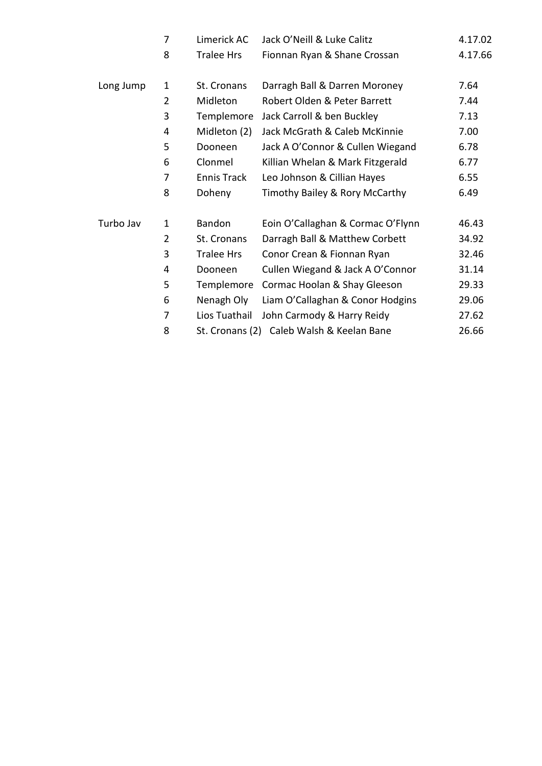| | | | | |
|---|---|---|---|---|
| | 7 | Limerick AC | Jack O'Neill & Luke Calitz | 4.17.02 |
| | 8 | Tralee Hrs | Fionnan Ryan & Shane Crossan | 4.17.66 |
| | | | | |
| Long Jump | 1 | St. Cronans | Darragh Ball & Darren Moroney | 7.64 |
| | 2 | Midleton | Robert Olden & Peter Barrett | 7.44 |
| | 3 | Templemore | Jack Carroll & ben Buckley | 7.13 |
| | 4 | Midleton (2) | Jack McGrath & Caleb McKinnie | 7.00 |
| | 5 | Dooneen | Jack A O'Connor & Cullen Wiegand | 6.78 |
| | 6 | Clonmel | Killian Whelan & Mark Fitzgerald | 6.77 |
| | 7 | Ennis Track | Leo Johnson & Cillian Hayes | 6.55 |
| | 8 | Doheny | Timothy Bailey & Rory McCarthy | 6.49 |
| | | | | |
| Turbo Jav | 1 | Bandon | Eoin O'Callaghan & Cormac O'Flynn | 46.43 |
| | 2 | St. Cronans | Darragh Ball & Matthew Corbett | 34.92 |
| | 3 | Tralee Hrs | Conor Crean & Fionnan Ryan | 32.46 |
| | 4 | Dooneen | Cullen Wiegand & Jack A O'Connor | 31.14 |
| | 5 | Templemore | Cormac Hoolan & Shay Gleeson | 29.33 |
| | 6 | Nenagh Oly | Liam O'Callaghan & Conor Hodgins | 29.06 |
| | 7 | Lios Tuathail | John Carmody & Harry Reidy | 27.62 |
| | 8 | St. Cronans (2) | Caleb Walsh & Keelan Bane | 26.66 |